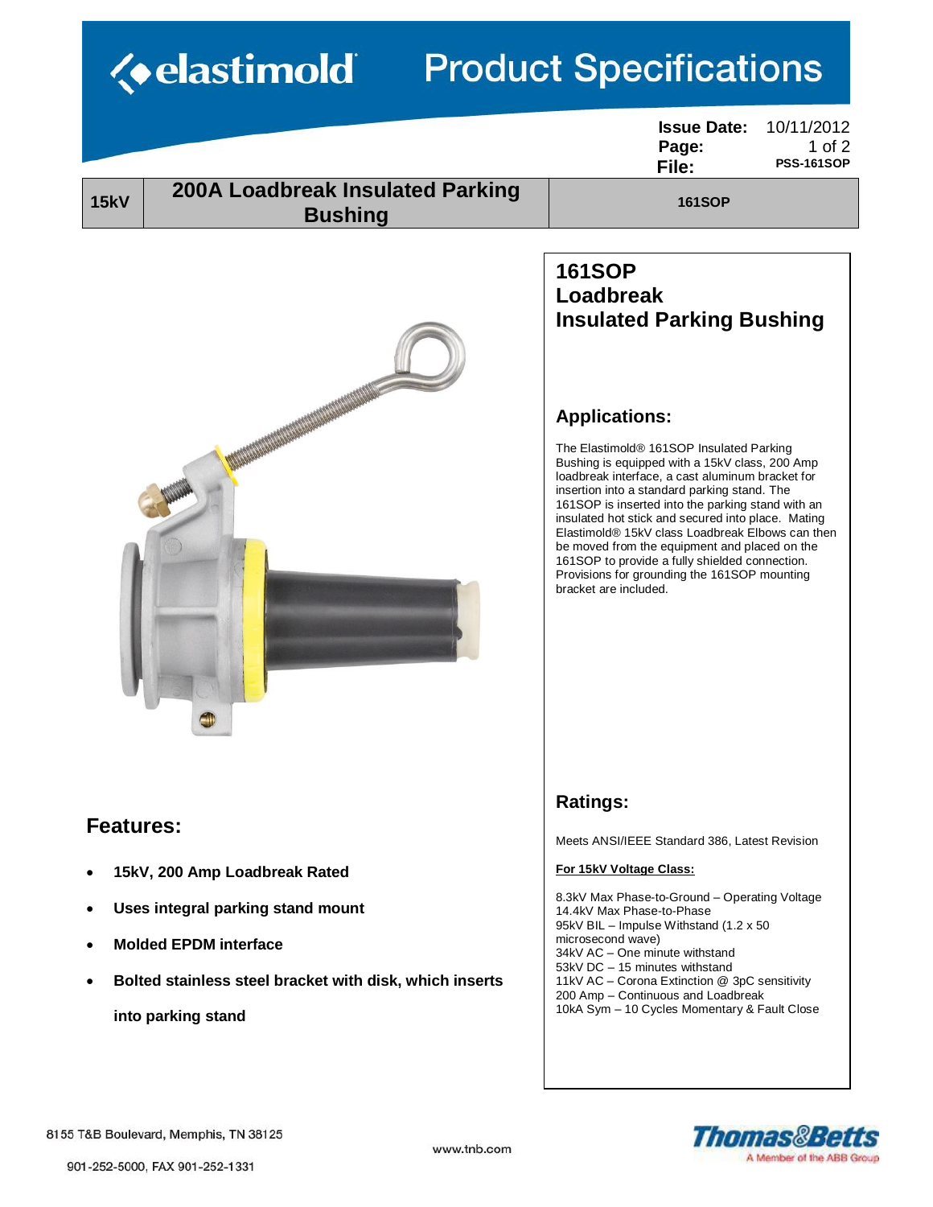# elastimold Product Specifications

**Issue Date:** 10/11/2012
**File:** PSS-161SOP

| 15kV | 200A Loadbreak Insulated Parking Bushing | 161SOP |
|---|---|---|

## 161SOP Loadbreak Insulated Parking Bushing

### Applications:

The Elastimold® 161SOP Insulated Parking Bushing is equipped with a 15kV class, 200 Amp loadbreak interface, a cast aluminum bracket for insertion into a standard parking stand. The 161SOP is inserted into the parking stand with an insulated hot stick and secured into place. Mating Elastimold® 15kV class Loadbreak Elbows can then be moved from the equipment and placed on the 161SOP to provide a fully shielded connection. Provisions for grounding the 161SOP mounting bracket are included.

### Features:

- **15kV, 200 Amp Loadbreak Rated**
- **Uses integral parking stand mount**
- **Molded EPDM interface**
- **Bolted stainless steel bracket with disk, which inserts into parking stand**

### Ratings:

Meets ANSI/IEEE Standard 386, Latest Revision

<u>**For 15kV Voltage Class:**</u>

8.3kV Max Phase-to-Ground – Operating Voltage
14.4kV Max Phase-to-Phase
95kV BIL – Impulse Withstand (1.2 x 50 microsecond wave)
34kV AC – One minute withstand
53kV DC – 15 minutes withstand
11kV AC – Corona Extinction @ 3pC sensitivity
200 Amp – Continuous and Loadbreak
10kA Sym – 10 Cycles Momentary & Fault Close

8155 T&B Boulevard, Memphis, TN 38125
901-252-5000, FAX 901-252-1331
www.tnb.com

Thomas&Betts
A Member of the ABB Group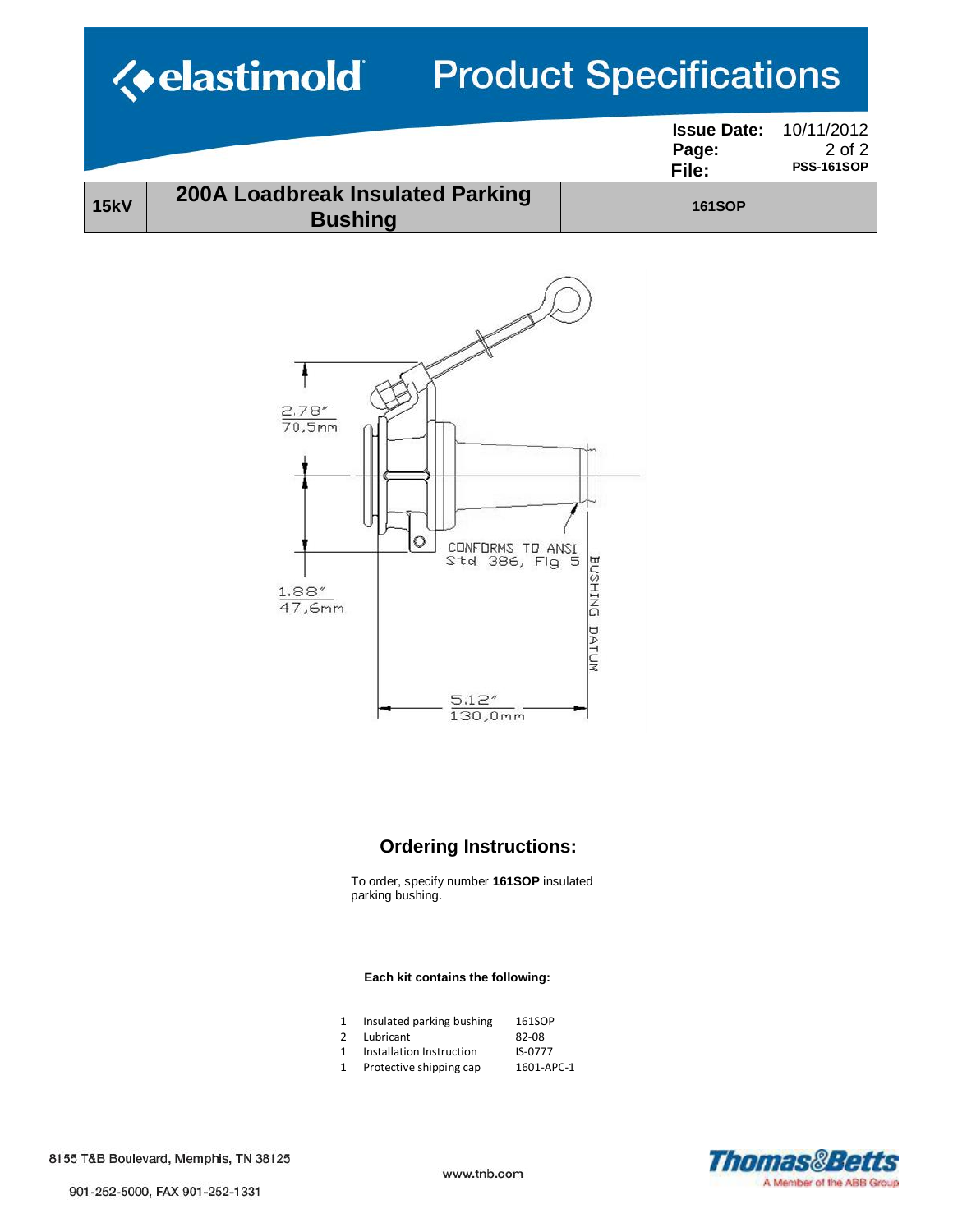| 15kV | 200A Loadbreak Insulated Parking Bushing | 161SOP |
| --- | --- | --- |

2.78″
70,5mm

1.88″
47,6mm

CONFORMS TO ANSI Std 386, Fig 5

BUSHING DATUM

5.12″
130,0mm

## Ordering Instructions:

To order, specify number **161SOP** insulated parking bushing.

**Each kit contains the following:**

| | | |
| --- | --- | --- |
| 1 | Insulated parking bushing | 161SOP |
| 2 | Lubricant | 82-08 |
| 1 | Installation Instruction | IS-0777 |
| 1 | Protective shipping cap | 1601-APC-1 |